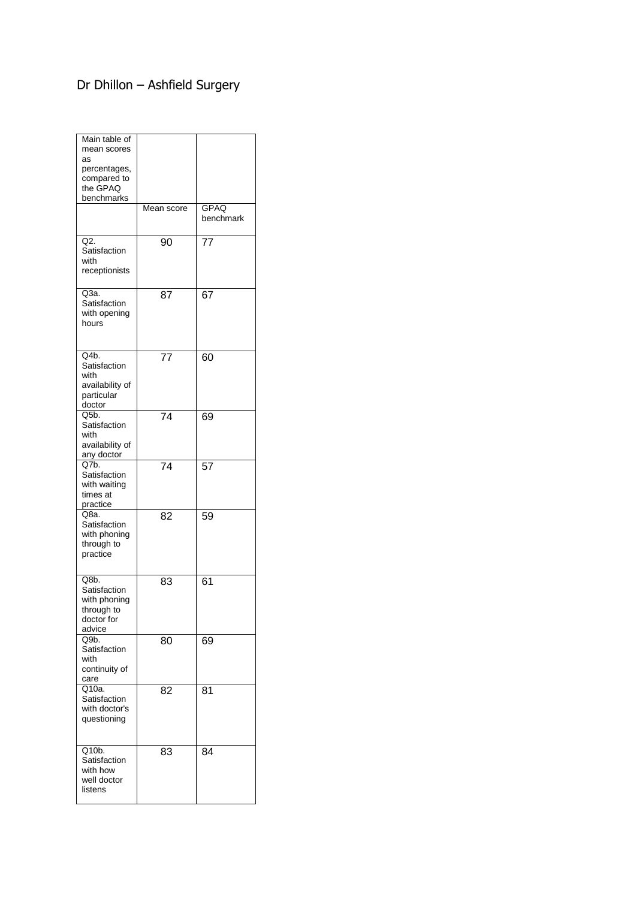# Dr Dhillon – Ashfield Surgery

| Main table of mean scores as percentages, compared to the GPAQ benchmarks | | |
|---|---|---|
| | Mean score | GPAQ benchmark |
| Q2. Satisfaction with receptionists | 90 | 77 |
| Q3a. Satisfaction with opening hours | 87 | 67 |
| Q4b. Satisfaction with availability of particular doctor | 77 | 60 |
| Q5b. Satisfaction with availability of any doctor | 74 | 69 |
| Q7b. Satisfaction with waiting times at practice | 74 | 57 |
| Q8a. Satisfaction with phoning through to practice | 82 | 59 |
| Q8b. Satisfaction with phoning through to doctor for advice | 83 | 61 |
| Q9b. Satisfaction with continuity of care | 80 | 69 |
| Q10a. Satisfaction with doctor's questioning | 82 | 81 |
| Q10b. Satisfaction with how well doctor listens | 83 | 84 |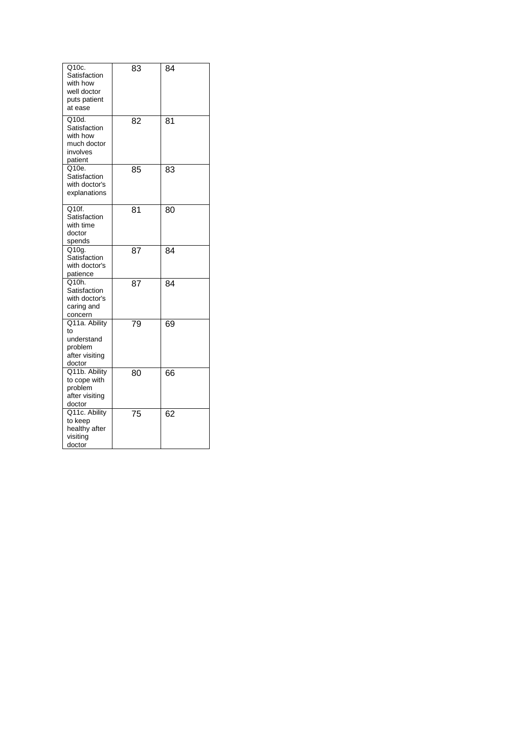| | | |
|---|---|---|
| Q10c. Satisfaction with how well doctor puts patient at ease | 83 | 84 |
| Q10d. Satisfaction with how much doctor involves patient | 82 | 81 |
| Q10e. Satisfaction with doctor's explanations | 85 | 83 |
| Q10f. Satisfaction with time doctor spends | 81 | 80 |
| Q10g. Satisfaction with doctor's patience | 87 | 84 |
| Q10h. Satisfaction with doctor's caring and concern | 87 | 84 |
| Q11a. Ability to understand problem after visiting doctor | 79 | 69 |
| Q11b. Ability to cope with problem after visiting doctor | 80 | 66 |
| Q11c. Ability to keep healthy after visiting doctor | 75 | 62 |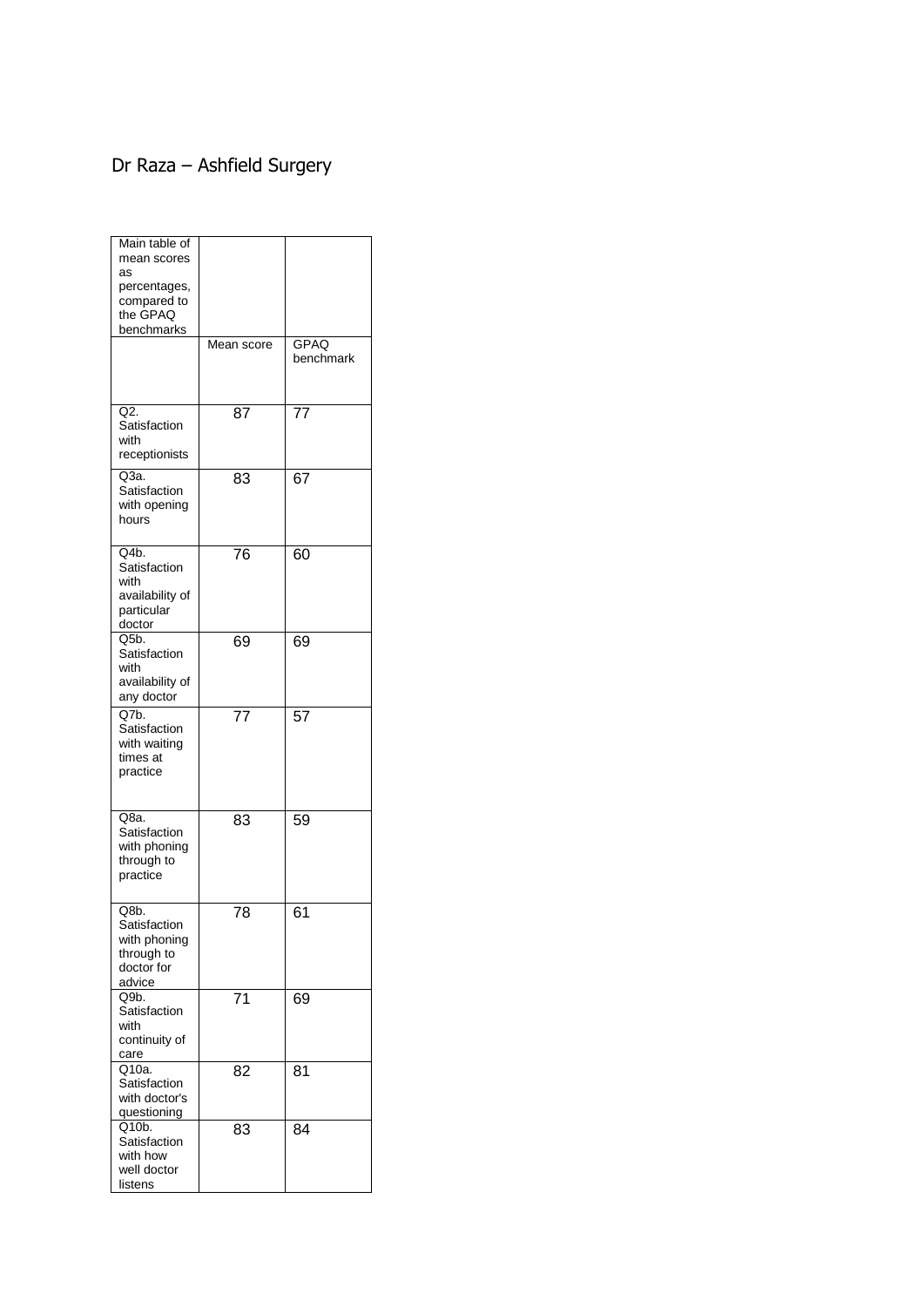# Dr Raza – Ashfield Surgery

| Main table of mean scores as percentages, compared to the GPAQ benchmarks | | |
|---|---|---|
| | Mean score | GPAQ benchmark |
| Q2. Satisfaction with receptionists | 87 | 77 |
| Q3a. Satisfaction with opening hours | 83 | 67 |
| Q4b. Satisfaction with availability of particular doctor | 76 | 60 |
| Q5b. Satisfaction with availability of any doctor | 69 | 69 |
| Q7b. Satisfaction with waiting times at practice | 77 | 57 |
| Q8a. Satisfaction with phoning through to practice | 83 | 59 |
| Q8b. Satisfaction with phoning through to doctor for advice | 78 | 61 |
| Q9b. Satisfaction with continuity of care | 71 | 69 |
| Q10a. Satisfaction with doctor's questioning | 82 | 81 |
| Q10b. Satisfaction with how well doctor listens | 83 | 84 |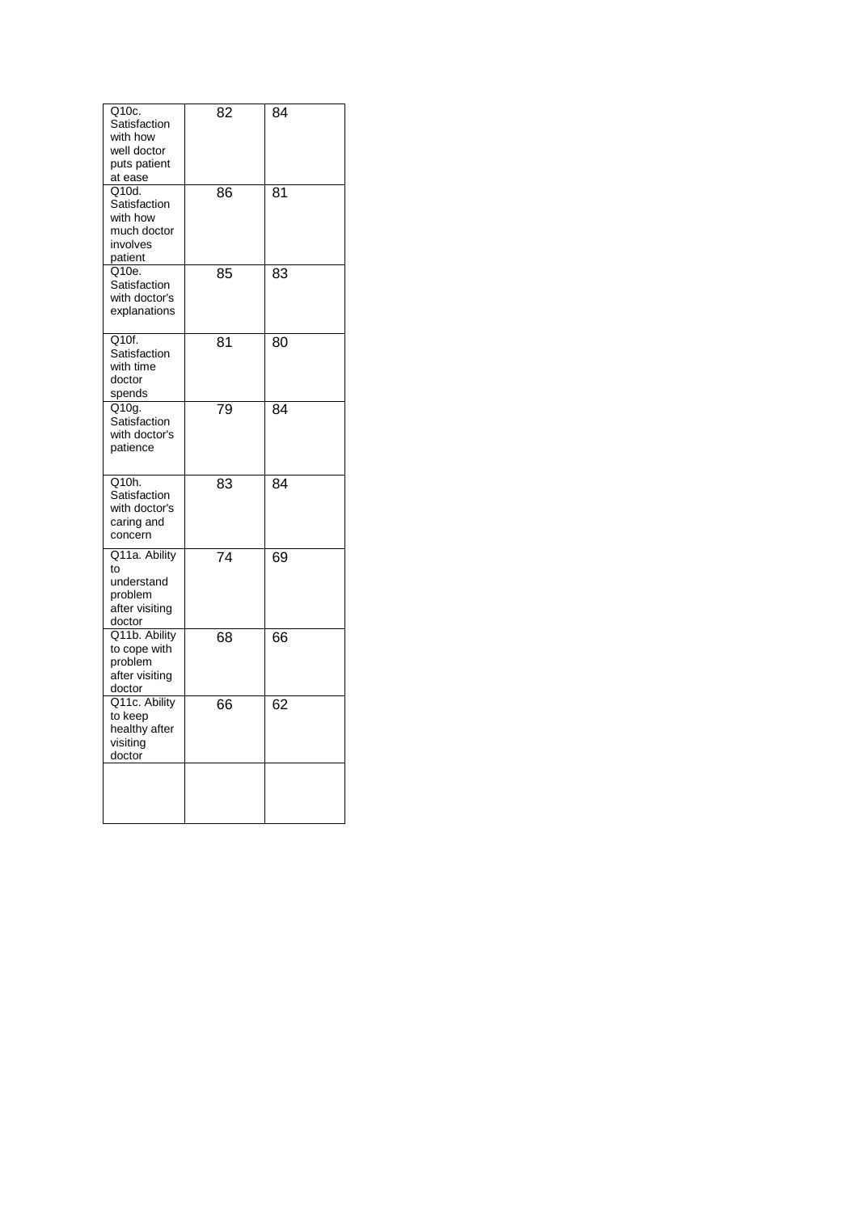| | | |
|---|---|---|
| Q10c. Satisfaction with how well doctor puts patient at ease | 82 | 84 |
| Q10d. Satisfaction with how much doctor involves patient | 86 | 81 |
| Q10e. Satisfaction with doctor's explanations | 85 | 83 |
| Q10f. Satisfaction with time doctor spends | 81 | 80 |
| Q10g. Satisfaction with doctor's patience | 79 | 84 |
| Q10h. Satisfaction with doctor's caring and concern | 83 | 84 |
| Q11a. Ability to understand problem after visiting doctor | 74 | 69 |
| Q11b. Ability to cope with problem after visiting doctor | 68 | 66 |
| Q11c. Ability to keep healthy after visiting doctor | 66 | 62 |
| | | |